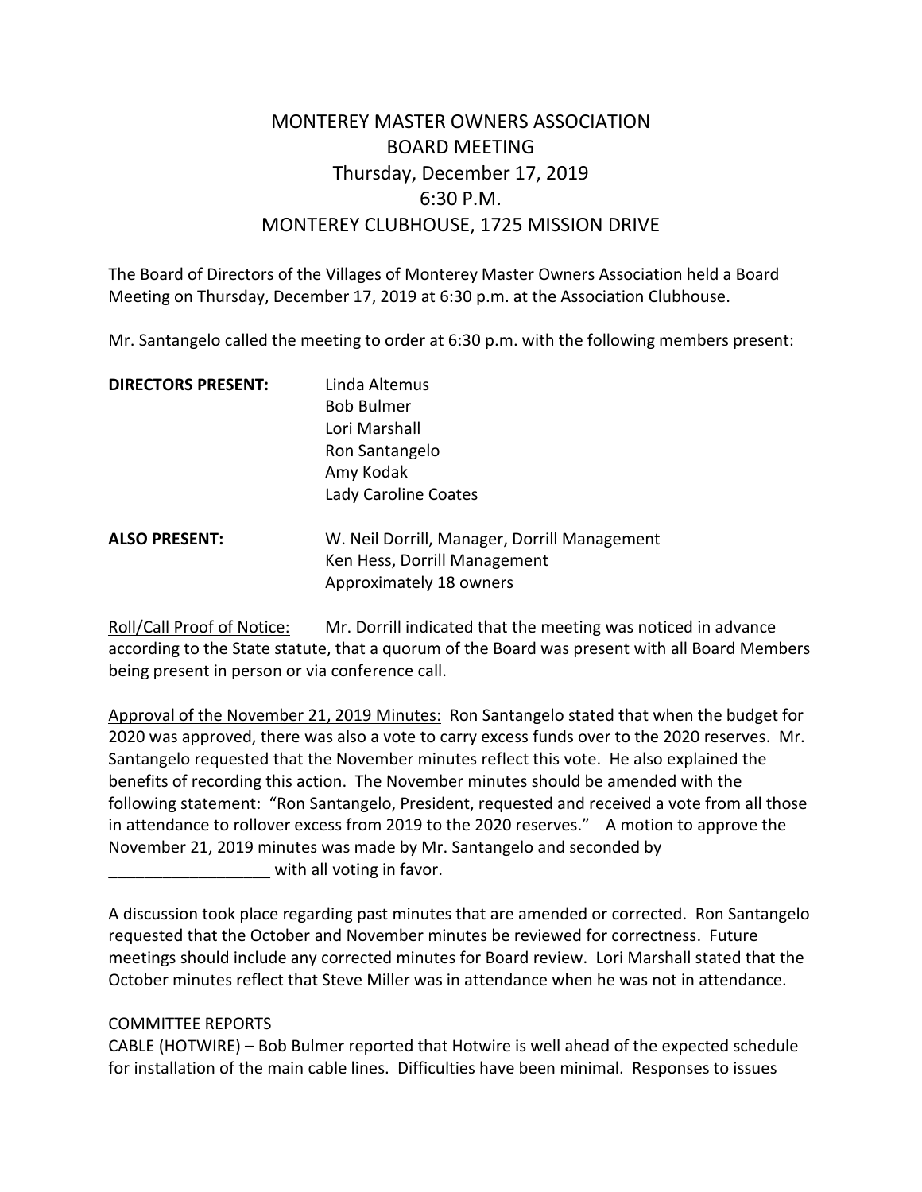# MONTEREY MASTER OWNERS ASSOCIATION
## BOARD MEETING
## Thursday, December 17, 2019
## 6:30 P.M.
## MONTEREY CLUBHOUSE, 1725 MISSION DRIVE

The Board of Directors of the Villages of Monterey Master Owners Association held a Board Meeting on Thursday, December 17, 2019 at 6:30 p.m. at the Association Clubhouse.

Mr. Santangelo called the meeting to order at 6:30 p.m. with the following members present:

**DIRECTORS PRESENT:**
Linda Altemus
Bob Bulmer
Lori Marshall
Ron Santangelo
Amy Kodak
Lady Caroline Coates

**ALSO PRESENT:**
W. Neil Dorrill, Manager, Dorrill Management
Ken Hess, Dorrill Management
Approximately 18 owners

Roll/Call Proof of Notice: Mr. Dorrill indicated that the meeting was noticed in advance according to the State statute, that a quorum of the Board was present with all Board Members being present in person or via conference call.

Approval of the November 21, 2019 Minutes: Ron Santangelo stated that when the budget for 2020 was approved, there was also a vote to carry excess funds over to the 2020 reserves. Mr. Santangelo requested that the November minutes reflect this vote. He also explained the benefits of recording this action. The November minutes should be amended with the following statement: "Ron Santangelo, President, requested and received a vote from all those in attendance to rollover excess from 2019 to the 2020 reserves." A motion to approve the November 21, 2019 minutes was made by Mr. Santangelo and seconded by __________________ with all voting in favor.

A discussion took place regarding past minutes that are amended or corrected. Ron Santangelo requested that the October and November minutes be reviewed for correctness. Future meetings should include any corrected minutes for Board review. Lori Marshall stated that the October minutes reflect that Steve Miller was in attendance when he was not in attendance.

COMMITTEE REPORTS

CABLE (HOTWIRE) – Bob Bulmer reported that Hotwire is well ahead of the expected schedule for installation of the main cable lines. Difficulties have been minimal. Responses to issues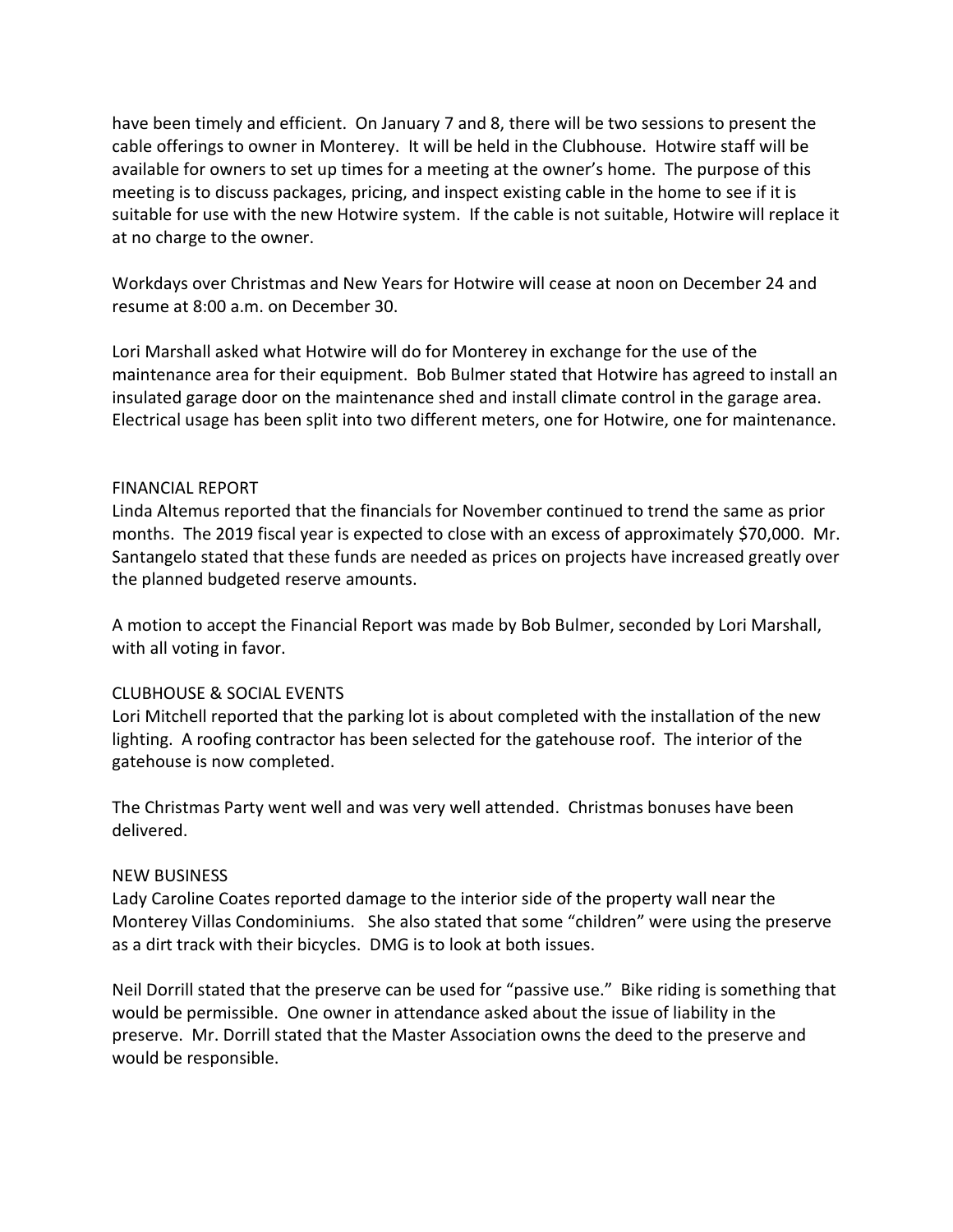have been timely and efficient. On January 7 and 8, there will be two sessions to present the cable offerings to owner in Monterey. It will be held in the Clubhouse. Hotwire staff will be available for owners to set up times for a meeting at the owner's home. The purpose of this meeting is to discuss packages, pricing, and inspect existing cable in the home to see if it is suitable for use with the new Hotwire system. If the cable is not suitable, Hotwire will replace it at no charge to the owner.

Workdays over Christmas and New Years for Hotwire will cease at noon on December 24 and resume at 8:00 a.m. on December 30.

Lori Marshall asked what Hotwire will do for Monterey in exchange for the use of the maintenance area for their equipment. Bob Bulmer stated that Hotwire has agreed to install an insulated garage door on the maintenance shed and install climate control in the garage area. Electrical usage has been split into two different meters, one for Hotwire, one for maintenance.

FINANCIAL REPORT

Linda Altemus reported that the financials for November continued to trend the same as prior months. The 2019 fiscal year is expected to close with an excess of approximately $70,000. Mr. Santangelo stated that these funds are needed as prices on projects have increased greatly over the planned budgeted reserve amounts.

A motion to accept the Financial Report was made by Bob Bulmer, seconded by Lori Marshall, with all voting in favor.

CLUBHOUSE & SOCIAL EVENTS

Lori Mitchell reported that the parking lot is about completed with the installation of the new lighting. A roofing contractor has been selected for the gatehouse roof. The interior of the gatehouse is now completed.

The Christmas Party went well and was very well attended. Christmas bonuses have been delivered.

NEW BUSINESS

Lady Caroline Coates reported damage to the interior side of the property wall near the Monterey Villas Condominiums. She also stated that some "children" were using the preserve as a dirt track with their bicycles. DMG is to look at both issues.

Neil Dorrill stated that the preserve can be used for "passive use." Bike riding is something that would be permissible. One owner in attendance asked about the issue of liability in the preserve. Mr. Dorrill stated that the Master Association owns the deed to the preserve and would be responsible.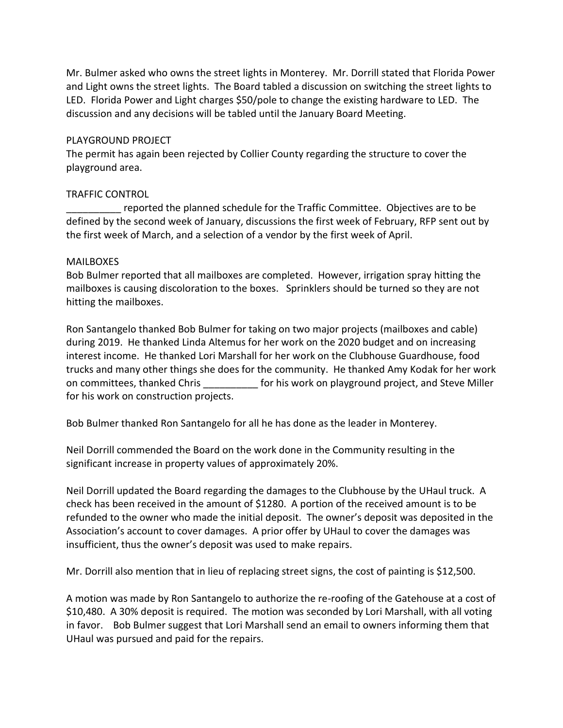Mr. Bulmer asked who owns the street lights in Monterey. Mr. Dorrill stated that Florida Power and Light owns the street lights. The Board tabled a discussion on switching the street lights to LED. Florida Power and Light charges $50/pole to change the existing hardware to LED. The discussion and any decisions will be tabled until the January Board Meeting.

PLAYGROUND PROJECT

The permit has again been rejected by Collier County regarding the structure to cover the playground area.

TRAFFIC CONTROL

__________ reported the planned schedule for the Traffic Committee. Objectives are to be defined by the second week of January, discussions the first week of February, RFP sent out by the first week of March, and a selection of a vendor by the first week of April.

MAILBOXES

Bob Bulmer reported that all mailboxes are completed. However, irrigation spray hitting the mailboxes is causing discoloration to the boxes. Sprinklers should be turned so they are not hitting the mailboxes.

Ron Santangelo thanked Bob Bulmer for taking on two major projects (mailboxes and cable) during 2019. He thanked Linda Altemus for her work on the 2020 budget and on increasing interest income. He thanked Lori Marshall for her work on the Clubhouse Guardhouse, food trucks and many other things she does for the community. He thanked Amy Kodak for her work on committees, thanked Chris __________ for his work on playground project, and Steve Miller for his work on construction projects.

Bob Bulmer thanked Ron Santangelo for all he has done as the leader in Monterey.

Neil Dorrill commended the Board on the work done in the Community resulting in the significant increase in property values of approximately 20%.

Neil Dorrill updated the Board regarding the damages to the Clubhouse by the UHaul truck. A check has been received in the amount of $1280. A portion of the received amount is to be refunded to the owner who made the initial deposit. The owner's deposit was deposited in the Association's account to cover damages. A prior offer by UHaul to cover the damages was insufficient, thus the owner's deposit was used to make repairs.

Mr. Dorrill also mention that in lieu of replacing street signs, the cost of painting is $12,500.

A motion was made by Ron Santangelo to authorize the re-roofing of the Gatehouse at a cost of $10,480. A 30% deposit is required. The motion was seconded by Lori Marshall, with all voting in favor. Bob Bulmer suggest that Lori Marshall send an email to owners informing them that UHaul was pursued and paid for the repairs.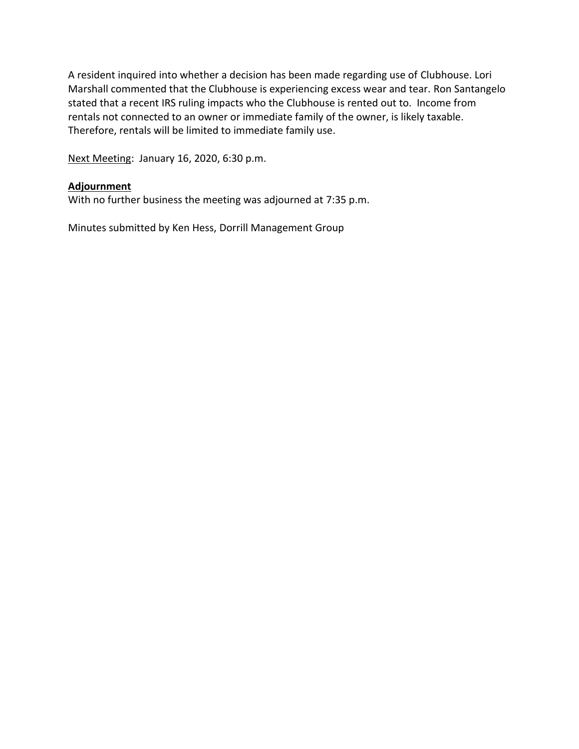A resident inquired into whether a decision has been made regarding use of Clubhouse. Lori Marshall commented that the Clubhouse is experiencing excess wear and tear. Ron Santangelo stated that a recent IRS ruling impacts who the Clubhouse is rented out to. Income from rentals not connected to an owner or immediate family of the owner, is likely taxable. Therefore, rentals will be limited to immediate family use.

Next Meeting: January 16, 2020, 6:30 p.m.

**Adjournment**

With no further business the meeting was adjourned at 7:35 p.m.

Minutes submitted by Ken Hess, Dorrill Management Group